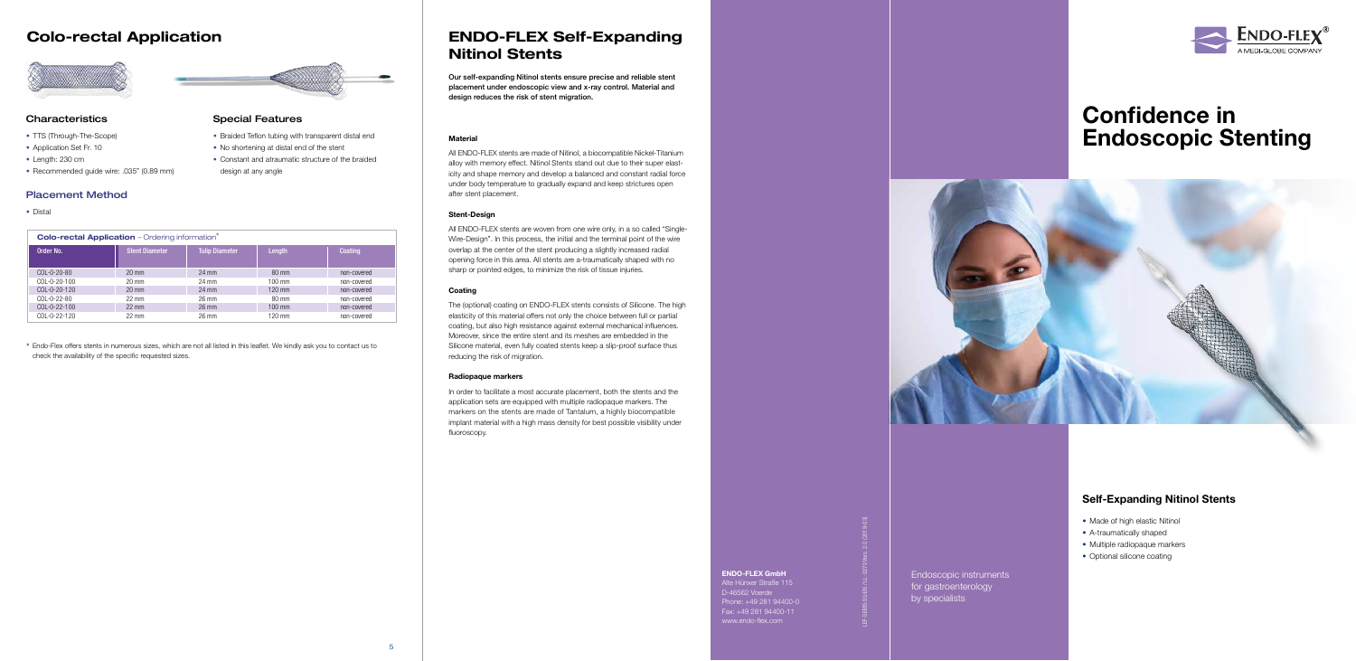# Colo-rectal Application

### Characteristics

- TTS (Through-The-Scope)
- Application Set Fr. 10
- Length: 230 cm
- Recommended guide wire: .035" (0.89 mm)

### Special Features

- Braided Teflon tubing with transparent distal end
- No shortening at distal end of the stent
- Constant and atraumatic structure of the braided design at any angle

### Placement Method

- Distal

**Colo-rectal Application** – Ordering information*

| Order No. | Stent Diameter | Tulip Diameter | Length | Coating |
|---|---|---|---|---|
| COL-0-20-80 | 20 mm | 24 mm | 80 mm | non-covered |
| COL-0-20-100 | 20 mm | 24 mm | 100 mm | non-covered |
| COL-0-20-120 | 20 mm | 24 mm | 120 mm | non-covered |
| COL-0-22-80 | 22 mm | 26 mm | 80 mm | non-covered |
| COL-0-22-100 | 22 mm | 26 mm | 100 mm | non-covered |
| COL-0-22-120 | 22 mm | 26 mm | 120 mm | non-covered |

\* Endo-Flex offers stents in numerous sizes, which are not all listed in this leaflet. We kindly ask you to contact us to check the availability of the specific requested sizes.

# ENDO-FLEX Self-Expanding Nitinol Stents

**Our self-expanding Nitinol stents ensure precise and reliable stent placement under endoscopic view and x-ray control. Material and design reduces the risk of stent migration.**

#### Material

All ENDO-FLEX stents are made of Nitinol, a biocompatible Nickel-Titanium alloy with memory effect. Nitinol Stents stand out due to their super elasticity and shape memory and develop a balanced and constant radial force under body temperature to gradually expand and keep strictures open after stent placement.

#### Stent-Design

All ENDO-FLEX stents are woven from one wire only, in a so called "Single-Wire-Design". In this process, the initial and the terminal point of the wire overlap at the center of the stent producing a slightly increased radial opening force in this area. All stents are a-traumatically shaped with no sharp or pointed edges, to minimize the risk of tissue injuries.

#### Coating

The (optional) coating on ENDO-FLEX stents consists of Silicone. The high elasticity of this material offers not only the choice between full or partial coating, but also high resistance against external mechanical influences. Moreover, since the entire stent and its meshes are embedded in the Silicone material, even fully coated stents keep a slip-proof surface thus reducing the risk of migration.

#### Radiopaque markers

In order to facilitate a most accurate placement, both the stents and the application sets are equipped with multiple radiopaque markers. The markers on the stents are made of Tantalum, a highly biocompatible implant material with a high mass density for best possible visibility under fluoroscopy.

**ENDO-FLEX GmbH**
Alte Hünxer Straße 115
D-46562 Voerde
Phone: +49 281 94400-0
Fax: +49 281 94400-11
www.endo-flex.com

LEF-SEMS-SI-EN / LL-0270/Rev. 2.0 (2019-03)

Endoscopic instruments for gastroenterology by specialists

ENDO-FLEX®
A MEDI-GLOBE COMPANY

# Confidence in Endoscopic Stenting

### Self-Expanding Nitinol Stents

- Made of high elastic Nitinol
- A-traumatically shaped
- Multiple radiopaque markers
- Optional silicone coating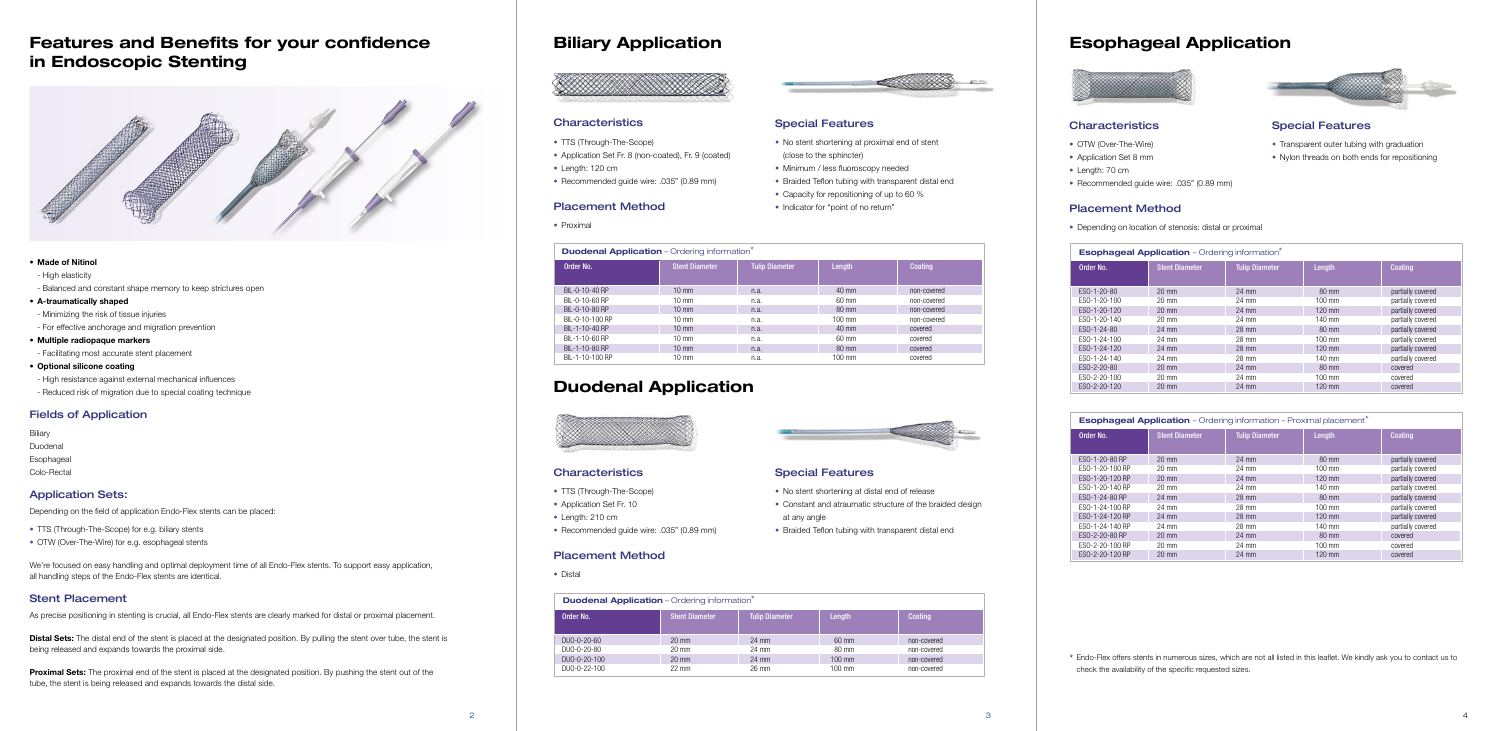# Features and Benefits for your confidence in Endoscopic Stenting

- **Made of Nitinol**
  - High elasticity
  - Balanced and constant shape memory to keep strictures open
- **A-traumatically shaped**
  - Minimizing the risk of tissue injuries
  - For effective anchorage and migration prevention
- **Multiple radiopaque markers**
  - Facilitating most accurate stent placement
- **Optional silicone coating**
  - High resistance against external mechanical influences
  - Reduced risk of migration due to special coating technique

## Fields of Application

Biliary
Duodenal
Esophageal
Colo-Rectal

## Application Sets:

Depending on the field of application Endo-Flex stents can be placed:

- TTS (Through-The-Scope) for e.g. biliary stents
- OTW (Over-The-Wire) for e.g. esophageal stents

We're focused on easy handling and optimal deployment time of all Endo-Flex stents. To support easy application, all handling steps of the Endo-Flex stents are identical.

## Stent Placement

As precise positioning in stenting is crucial, all Endo-Flex stents are clearly marked for distal or proximal placement.

**Distal Sets:** The distal end of the stent is placed at the designated position. By pulling the stent over tube, the stent is being released and expands towards the proximal side.

**Proximal Sets:** The proximal end of the stent is placed at the designated position. By pushing the stent out of the tube, the stent is being released and expands towards the distal side.

# Biliary Application

### Characteristics

- TTS (Through-The-Scope)
- Application Set Fr. 8 (non-coated), Fr. 9 (coated)
- Length: 120 cm
- Recommended guide wire: .035" (0.89 mm)

### Placement Method

- Proximal

### Special Features

- No stent shortening at proximal end of stent (close to the sphincter)
- Minimum / less fluoroscopy needed
- Braided Teflon tubing with transparent distal end
- Capacity for repositioning of up to 60 %
- Indicator for "point of no return"

**Duodenal Application** – Ordering information*

| Order No. | Stent Diameter | Tulip Diameter | Length | Coating |
|---|---|---|---|---|
| BIL-0-10-40 RP | 10 mm | n.a. | 40 mm | non-covered |
| BIL-0-10-60 RP | 10 mm | n.a. | 60 mm | non-covered |
| BIL-0-10-80 RP | 10 mm | n.a. | 80 mm | non-covered |
| BIL-0-10-100 RP | 10 mm | n.a. | 100 mm | non-covered |
| BIL-1-10-40 RP | 10 mm | n.a. | 40 mm | covered |
| BIL-1-10-60 RP | 10 mm | n.a. | 60 mm | covered |
| BIL-1-10-80 RP | 10 mm | n.a. | 80 mm | covered |
| BIL-1-10-100 RP | 10 mm | n.a. | 100 mm | covered |

# Duodenal Application

### Characteristics

- TTS (Through-The-Scope)
- Application Set Fr. 10
- Length: 210 cm
- Recommended guide wire: .035" (0.89 mm)

### Placement Method

- Distal

### Special Features

- No stent shortening at distal end of release
- Constant and atraumatic structure of the braided design at any angle
- Braided Teflon tubing with transparent distal end

**Duodenal Application** – Ordering information*

| Order No. | Stent Diameter | Tulip Diameter | Length | Coating |
|---|---|---|---|---|
| DUO-0-20-60 | 20 mm | 24 mm | 60 mm | non-covered |
| DUO-0-20-80 | 20 mm | 24 mm | 80 mm | non-covered |
| DUO-0-20-100 | 20 mm | 24 mm | 100 mm | non-covered |
| DUO-0-22-100 | 22 mm | 26 mm | 100 mm | non-covered |

# Esophageal Application

### Characteristics

- OTW (Over-The-Wire)
- Application Set 8 mm
- Length: 70 cm
- Recommended guide wire: .035" (0.89 mm)

### Special Features

- Transparent outer tubing with graduation
- Nylon threads on both ends for repositioning

### Placement Method

- Depending on location of stenosis: distal or proximal

**Esophageal Application** – Ordering information*

| Order No. | Stent Diameter | Tulip Diameter | Length | Coating |
|---|---|---|---|---|
| ESO-1-20-80 | 20 mm | 24 mm | 80 mm | partially covered |
| ESO-1-20-100 | 20 mm | 24 mm | 100 mm | partially covered |
| ESO-1-20-120 | 20 mm | 24 mm | 120 mm | partially covered |
| ESO-1-20-140 | 20 mm | 24 mm | 140 mm | partially covered |
| ESO-1-24-80 | 24 mm | 28 mm | 80 mm | partially covered |
| ESO-1-24-100 | 24 mm | 28 mm | 100 mm | partially covered |
| ESO-1-24-120 | 24 mm | 28 mm | 120 mm | partially covered |
| ESO-1-24-140 | 24 mm | 28 mm | 140 mm | partially covered |
| ESO-2-20-80 | 20 mm | 24 mm | 80 mm | covered |
| ESO-2-20-100 | 20 mm | 24 mm | 100 mm | covered |
| ESO-2-20-120 | 20 mm | 24 mm | 120 mm | covered |

**Esophageal Application** – Ordering information – Proximal placement*

| Order No. | Stent Diameter | Tulip Diameter | Length | Coating |
|---|---|---|---|---|
| ESO-1-20-80 RP | 20 mm | 24 mm | 80 mm | partially covered |
| ESO-1-20-100 RP | 20 mm | 24 mm | 100 mm | partially covered |
| ESO-1-20-120 RP | 20 mm | 24 mm | 120 mm | partially covered |
| ESO-1-20-140 RP | 20 mm | 24 mm | 140 mm | partially covered |
| ESO-1-24-80 RP | 24 mm | 28 mm | 80 mm | partially covered |
| ESO-1-24-100 RP | 24 mm | 28 mm | 100 mm | partially covered |
| ESO-1-24-120 RP | 24 mm | 28 mm | 120 mm | partially covered |
| ESO-1-24-140 RP | 24 mm | 28 mm | 140 mm | partially covered |
| ESO-2-20-80 RP | 20 mm | 24 mm | 80 mm | covered |
| ESO-2-20-100 RP | 20 mm | 24 mm | 100 mm | covered |
| ESO-2-20-120 RP | 20 mm | 24 mm | 120 mm | covered |

\* Endo-Flex offers stents in numerous sizes, which are not all listed in this leaflet. We kindly ask you to contact us to check the availability of the specific requested sizes.